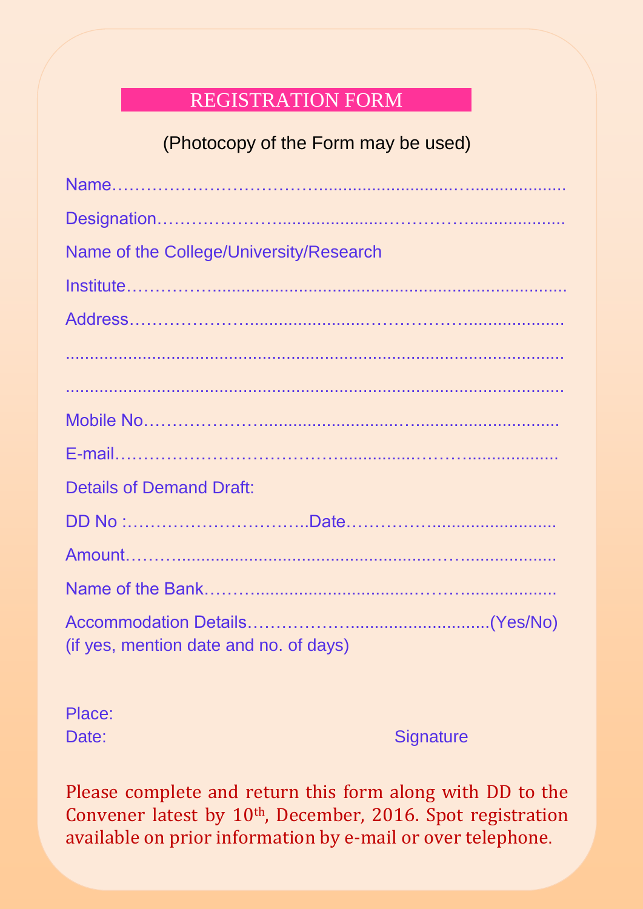# REGISTRATION FORM

(Photocopy of the Form may be used)

Name…………………………………………………………………………

Designation……………………………………………………………………

Name of the College/University/Research

Institute………………………………………………………………………

Address………………………………………………………………………

………………………………………………………………………………

………………………………………………………………………………

Mobile No……………………………………………………………………

E-mail…………………………………………………………………………

Details of Demand Draft:

DD No :…………………………..Date………………………………………

Amount………………………………………………………………………

Name of the Bank……………………………………………………………

Accommodation Details……………………………………………(Yes/No)
(if yes, mention date and no. of days)

Place:
Date: Signature

Please complete and return this form along with DD to the Convener latest by 10th, December, 2016. Spot registration available on prior information by e-mail or over telephone.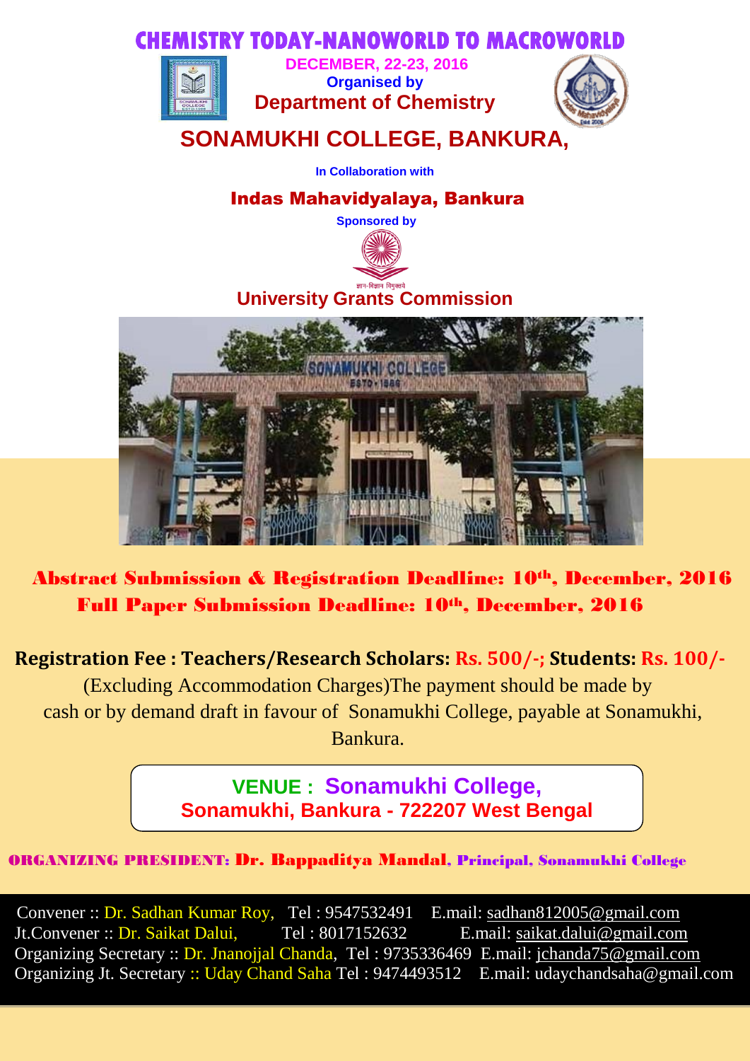# CHEMISTRY TODAY-NANOWORLD TO MACROWORLD

**DECEMBER, 22-23, 2016**

**Organised by**

## Department of Chemistry

# SONAMUKHI COLLEGE, BANKURA,

**In Collaboration with**

## Indas Mahavidyalaya, Bankura

**Sponsored by**

ज्ञान-विज्ञान विमुक्तये

## University Grants Commission

**Abstract Submission & Registration Deadline: 10th, December, 2016**

**Full Paper Submission Deadline: 10th, December, 2016**

**Registration Fee : Teachers/Research Scholars: Rs. 500/-; Students: Rs. 100/-**

(Excluding Accommodation Charges)The payment should be made by cash or by demand draft in favour of Sonamukhi College, payable at Sonamukhi, Bankura.

**VENUE : Sonamukhi College,**
**Sonamukhi, Bankura - 722207 West Bengal**

**ORGANIZING PRESIDENT: Dr. Bappaditya Mandal, Principal, Sonamukhi College**

Convener :: Dr. Sadhan Kumar Roy, Tel : 9547532491 E.mail: sadhan812005@gmail.com

Jt.Convener :: Dr. Saikat Dalui, Tel : 8017152632 E.mail: saikat.dalui@gmail.com

Organizing Secretary :: Dr. Jnanojjal Chanda, Tel : 9735336469 E.mail: jchanda75@gmail.com

Organizing Jt. Secretary :: Uday Chand Saha Tel : 9474493512 E.mail: udaychandsaha@gmail.com